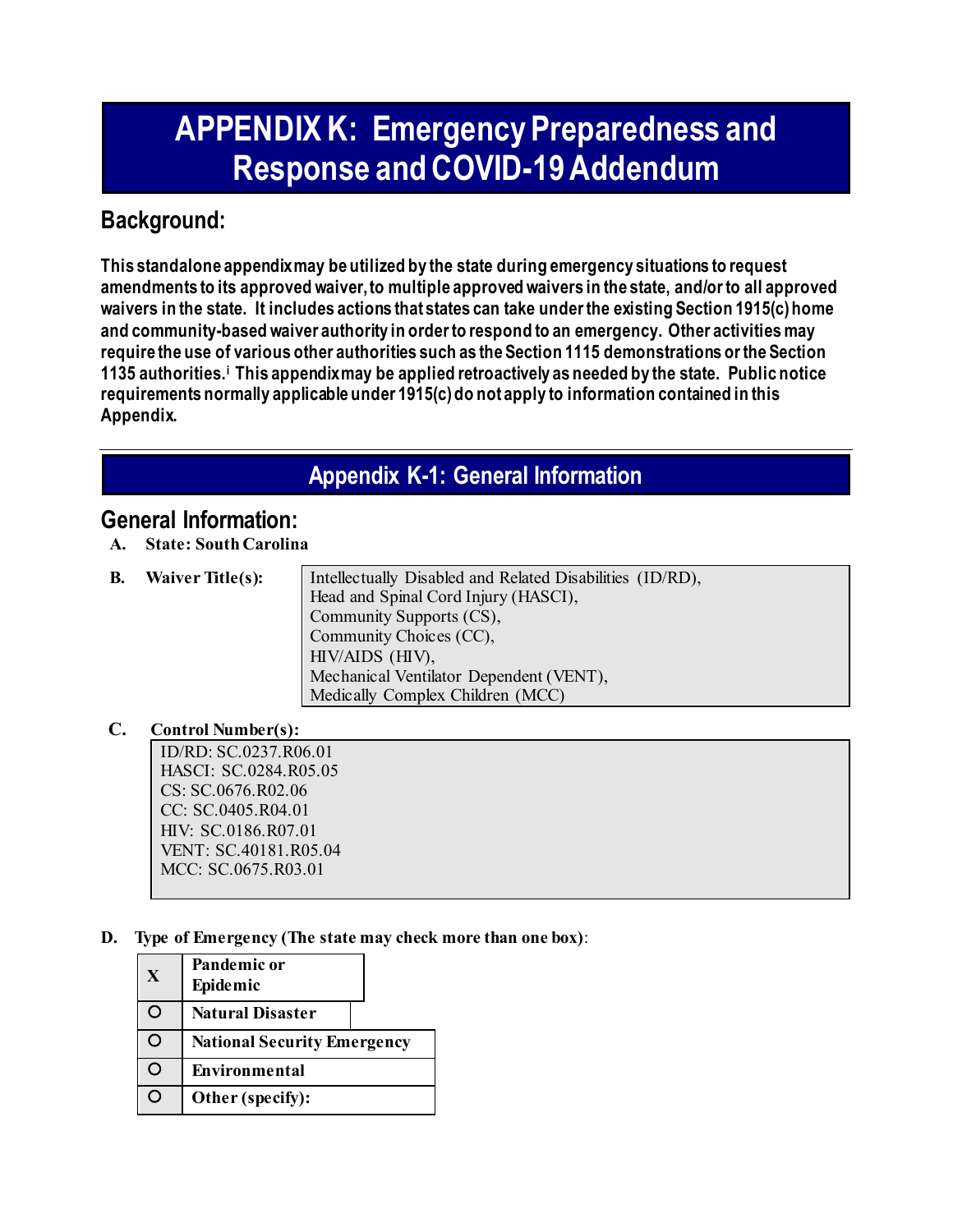# APPENDIX K: Emergency Preparedness and Response and COVID-19 Addendum

## Background:

**This standalone appendix may be utilized by the state during emergency situations to request amendments to its approved waiver, to multiple approved waivers in the state, and/or to all approved waivers in the state. It includes actions that states can take under the existing Section 1915(c) home and community-based waiver authority in order to respond to an emergency. Other activities may require the use of various other authorities such as the Section 1115 demonstrations or the Section 1135 authorities.[i] This appendix may be applied retroactively as needed by the state. Public notice requirements normally applicable under 1915(c) do not apply to information contained in this Appendix.**

## Appendix K-1: General Information

## General Information:

**A. State: South Carolina**

**B. Waiver Title(s):**

Intellectually Disabled and Related Disabilities (ID/RD),
Head and Spinal Cord Injury (HASCI),
Community Supports (CS),
Community Choices (CC),
HIV/AIDS (HIV),
Mechanical Ventilator Dependent (VENT),
Medically Complex Children (MCC)

**C. Control Number(s):**

ID/RD: SC.0237.R06.01
HASCI: SC.0284.R05.05
CS: SC.0676.R02.06
CC: SC.0405.R04.01
HIV: SC.0186.R07.01
VENT: SC.40181.R05.04
MCC: SC.0675.R03.01

**D. Type of Emergency (The state may check more than one box)**:

| | |
|---|---|
| X | **Pandemic or Epidemic** |
| ○ | **Natural Disaster** |
| ○ | **National Security Emergency** |
| ○ | **Environmental** |
| ○ | **Other (specify):** |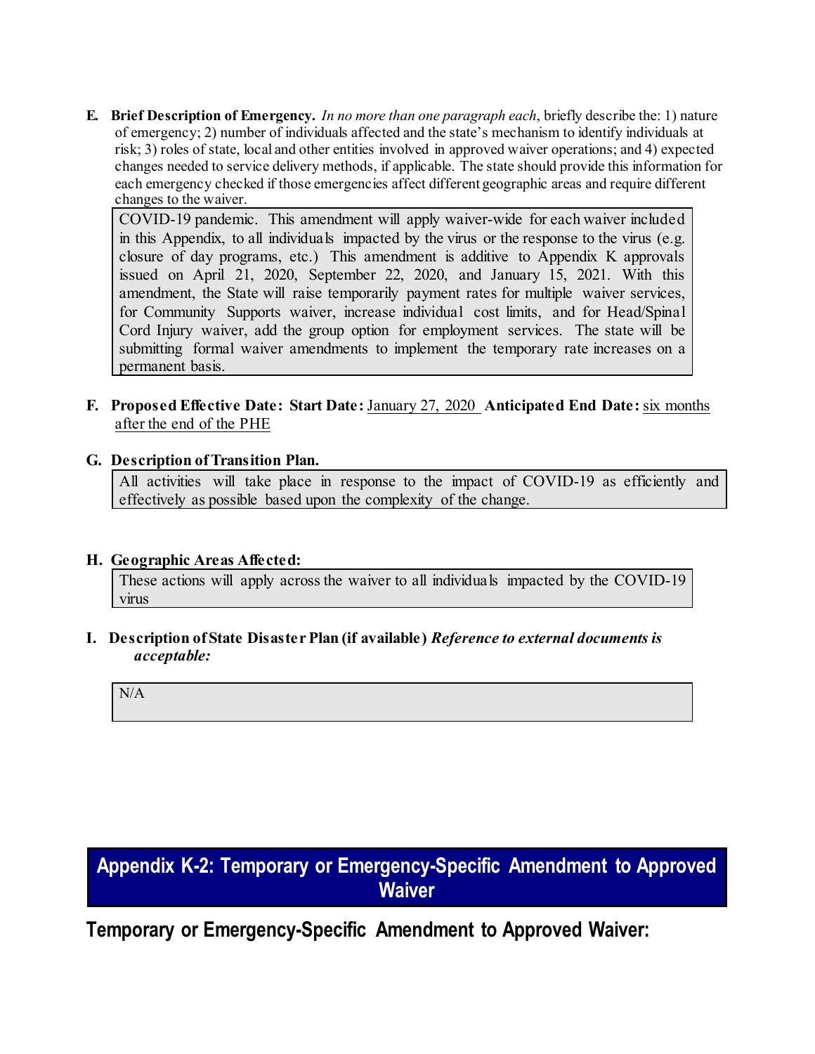**E. Brief Description of Emergency.** *In no more than one paragraph each*, briefly describe the: 1) nature of emergency; 2) number of individuals affected and the state's mechanism to identify individuals at risk; 3) roles of state, local and other entities involved in approved waiver operations; and 4) expected changes needed to service delivery methods, if applicable. The state should provide this information for each emergency checked if those emergencies affect different geographic areas and require different changes to the waiver.

> COVID-19 pandemic. This amendment will apply waiver-wide for each waiver included in this Appendix, to all individuals impacted by the virus or the response to the virus (e.g. closure of day programs, etc.) This amendment is additive to Appendix K approvals issued on April 21, 2020, September 22, 2020, and January 15, 2021. With this amendment, the State will raise temporarily payment rates for multiple waiver services, for Community Supports waiver, increase individual cost limits, and for Head/Spinal Cord Injury waiver, add the group option for employment services. The state will be submitting formal waiver amendments to implement the temporary rate increases on a permanent basis.

**F. Proposed Effective Date: Start Date:** January 27, 2020 **Anticipated End Date:** six months after the end of the PHE

**G. Description of Transition Plan.**

> All activities will take place in response to the impact of COVID-19 as efficiently and effectively as possible based upon the complexity of the change.

**H. Geographic Areas Affected:**

> These actions will apply across the waiver to all individuals impacted by the COVID-19 virus

**I. Description of State Disaster Plan (if available)** ***Reference to external documents is acceptable:***

> N/A

## Appendix K-2: Temporary or Emergency-Specific Amendment to Approved Waiver

## Temporary or Emergency-Specific Amendment to Approved Waiver: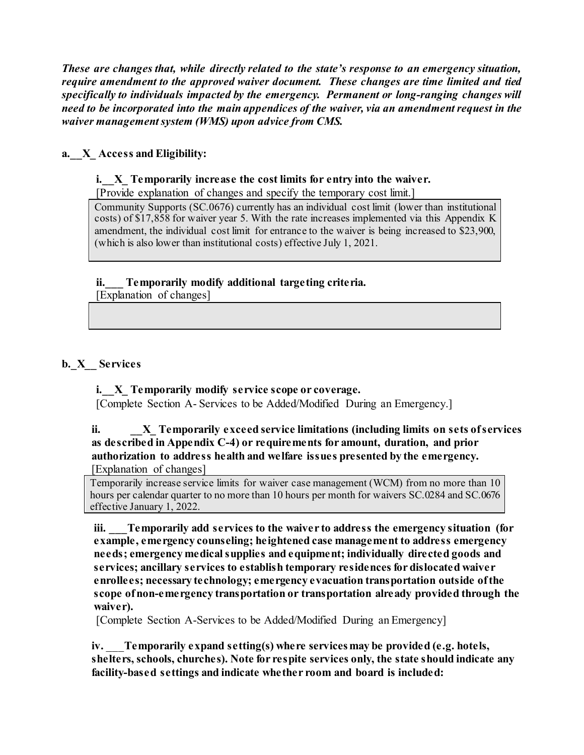***These are changes that, while directly related to the state's response to an emergency situation, require amendment to the approved waiver document. These changes are time limited and tied specifically to individuals impacted by the emergency. Permanent or long-ranging changes will need to be incorporated into the main appendices of the waiver, via an amendment request in the waiver management system (WMS) upon advice from CMS.***

**a.__X_ Access and Eligibility:**

**i.__X_ Temporarily increase the cost limits for entry into the waiver.**
[Provide explanation of changes and specify the temporary cost limit.]

Community Supports (SC.0676) currently has an individual cost limit (lower than institutional costs) of $17,858 for waiver year 5. With the rate increases implemented via this Appendix K amendment, the individual cost limit for entrance to the waiver is being increased to $23,900, (which is also lower than institutional costs) effective July 1, 2021.

**ii.___ Temporarily modify additional targeting criteria.**
[Explanation of changes]

**b._X__ Services**

**i.__X_ Temporarily modify service scope or coverage.**
[Complete Section A- Services to be Added/Modified During an Emergency.]

**ii. __X_ Temporarily exceed service limitations (including limits on sets of services as described in Appendix C-4) or requirements for amount, duration, and prior authorization to address health and welfare issues presented by the emergency.**
[Explanation of changes]

Temporarily increase service limits for waiver case management (WCM) from no more than 10 hours per calendar quarter to no more than 10 hours per month for waivers SC.0284 and SC.0676 effective January 1, 2022.

**iii. ___Temporarily add services to the waiver to address the emergency situation (for example, emergency counseling; heightened case management to address emergency needs; emergency medical supplies and equipment; individually directed goods and services; ancillary services to establish temporary residences for dislocated waiver enrollees; necessary technology; emergency evacuation transportation outside of the scope of non-emergency transportation or transportation already provided through the waiver).**
[Complete Section A-Services to be Added/Modified During an Emergency]

**iv. ___Temporarily expand setting(s) where services may be provided (e.g. hotels, shelters, schools, churches). Note for respite services only, the state should indicate any facility-based settings and indicate whether room and board is included:**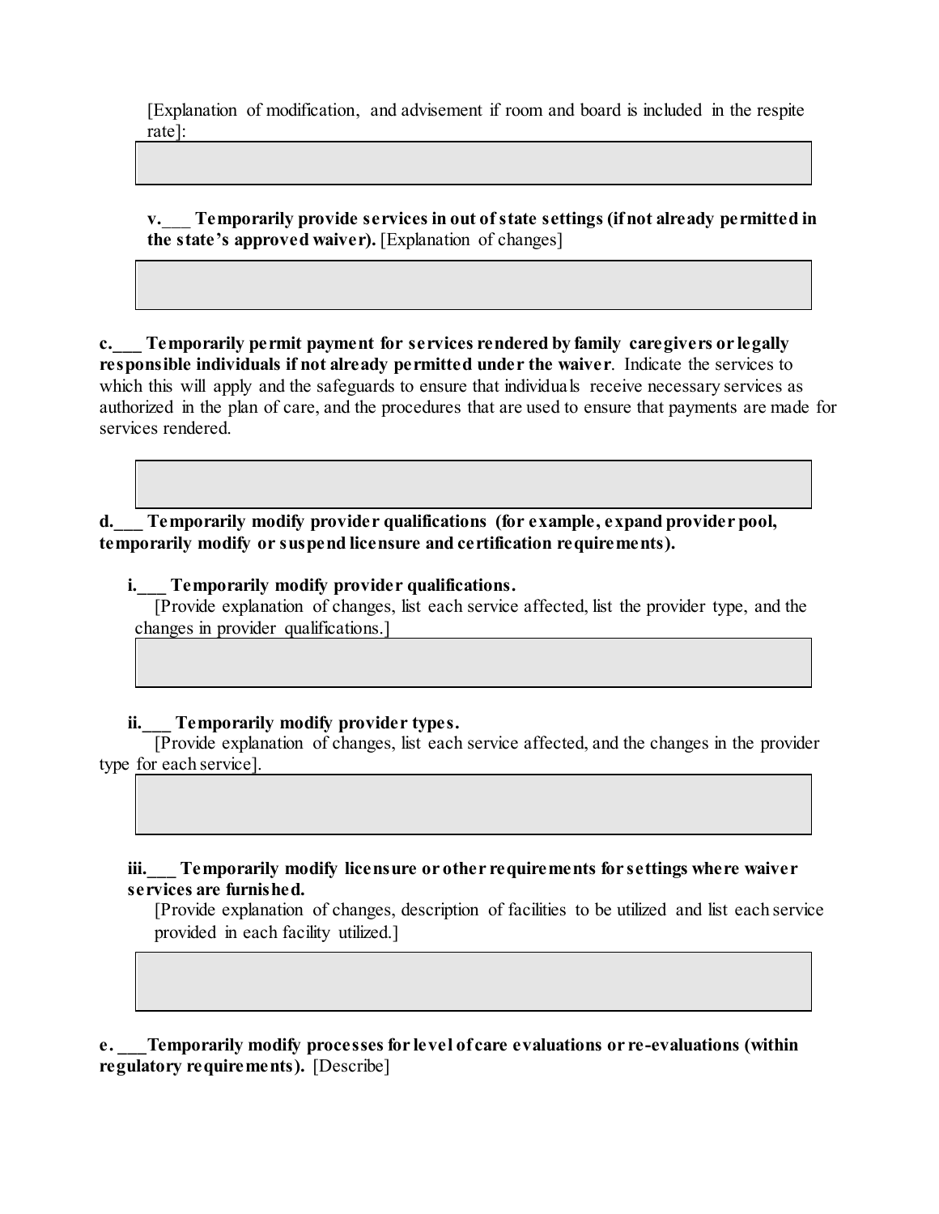[Explanation of modification, and advisement if room and board is included in the respite rate]:

**v.___ Temporarily provide services in out of state settings (if not already permitted in the state's approved waiver).** [Explanation of changes]

**c.___ Temporarily permit payment for services rendered by family caregivers or legally responsible individuals if not already permitted under the waiver**. Indicate the services to which this will apply and the safeguards to ensure that individuals receive necessary services as authorized in the plan of care, and the procedures that are used to ensure that payments are made for services rendered.

**d.___ Temporarily modify provider qualifications (for example, expand provider pool, temporarily modify or suspend licensure and certification requirements).**

**i.___ Temporarily modify provider qualifications.**
[Provide explanation of changes, list each service affected, list the provider type, and the changes in provider qualifications.]

**ii.___ Temporarily modify provider types.**
[Provide explanation of changes, list each service affected, and the changes in the provider type for each service].

**iii.___ Temporarily modify licensure or other requirements for settings where waiver services are furnished.**
[Provide explanation of changes, description of facilities to be utilized and list each service provided in each facility utilized.]

**e. ___Temporarily modify processes for level of care evaluations or re-evaluations (within regulatory requirements).** [Describe]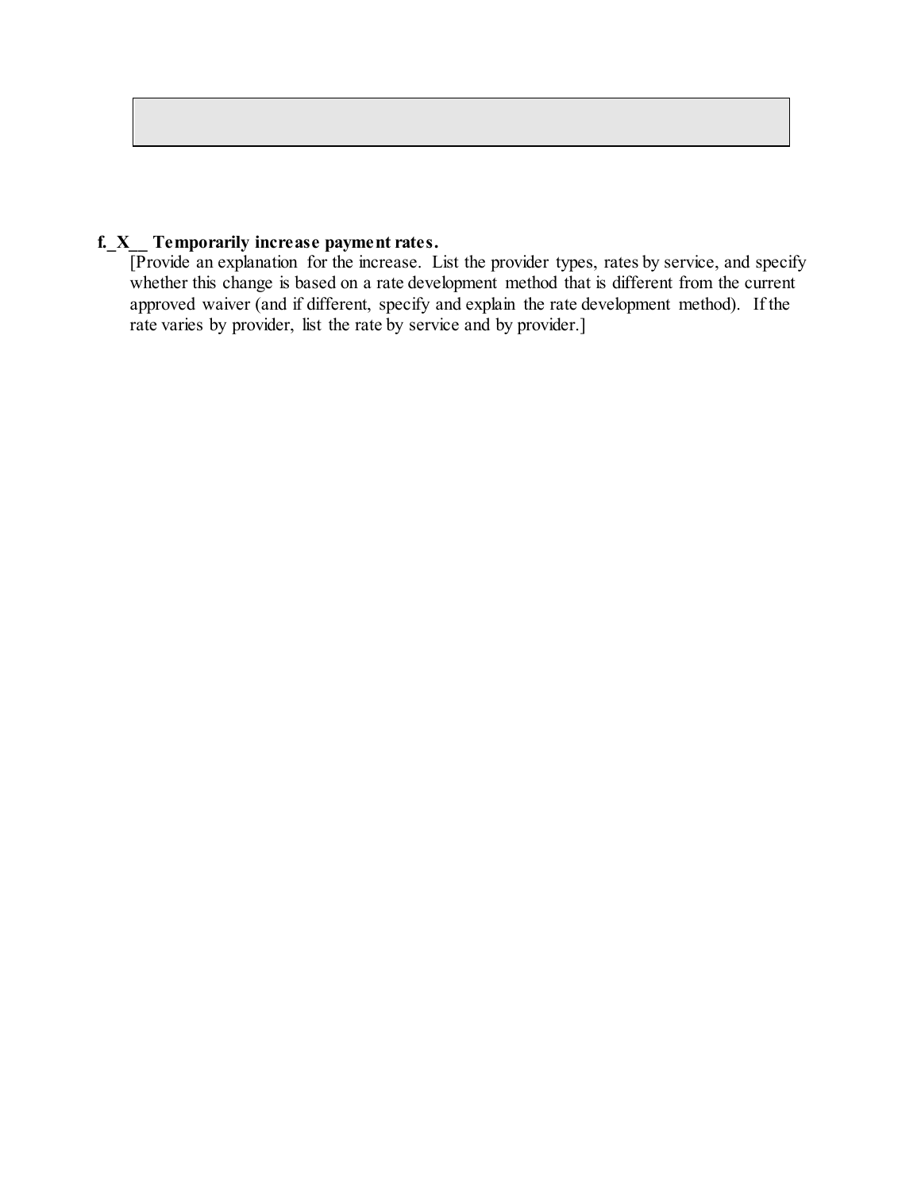**f._X__ Temporarily increase payment rates.**

[Provide an explanation for the increase. List the provider types, rates by service, and specify whether this change is based on a rate development method that is different from the current approved waiver (and if different, specify and explain the rate development method). If the rate varies by provider, list the rate by service and by provider.]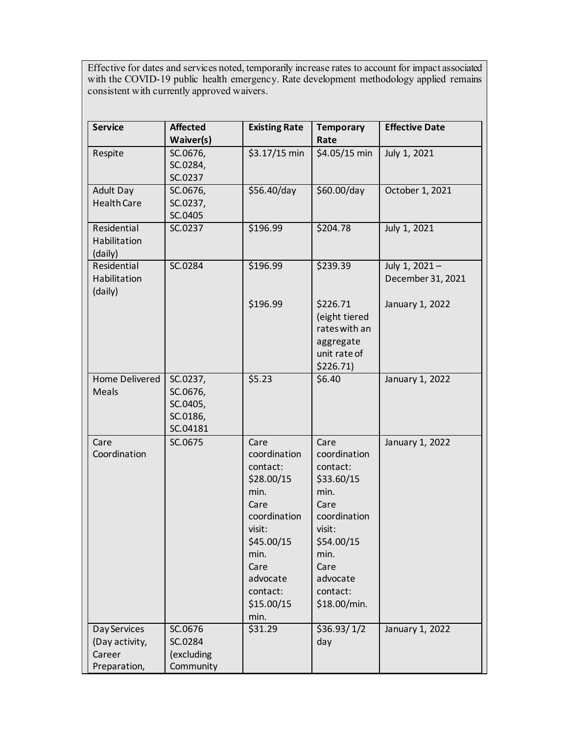Effective for dates and services noted, temporarily increase rates to account for impact associated with the COVID-19 public health emergency. Rate development methodology applied remains consistent with currently approved waivers.

| Service | Affected Waiver(s) | Existing Rate | Temporary Rate | Effective Date |
|---|---|---|---|---|
| Respite | SC.0676, SC.0284, SC.0237 | $3.17/15 min | $4.05/15 min | July 1, 2021 |
| Adult Day Health Care | SC.0676, SC.0237, SC.0405 | $56.40/day | $60.00/day | October 1, 2021 |
| Residential Habilitation (daily) | SC.0237 | $196.99 | $204.78 | July 1, 2021 |
| Residential Habilitation (daily) | SC.0284 | $196.99<br><br>$196.99 | $239.39<br><br>$226.71 (eight tiered rates with an aggregate unit rate of $226.71) | July 1, 2021 – December 31, 2021<br><br>January 1, 2022 |
| Home Delivered Meals | SC.0237, SC.0676, SC.0405, SC.0186, SC.04181 | $5.23 | $6.40 | January 1, 2022 |
| Care Coordination | SC.0675 | Care coordination contact: $28.00/15 min. Care coordination visit: $45.00/15 min. Care advocate contact: $15.00/15 min. | Care coordination contact: $33.60/15 min. Care coordination visit: $54.00/15 min. Care advocate contact: $18.00/min. | January 1, 2022 |
| Day Services (Day activity, Career Preparation, | SC.0676 SC.0284 (excluding Community | $31.29 | $36.93/ 1/2 day | January 1, 2022 |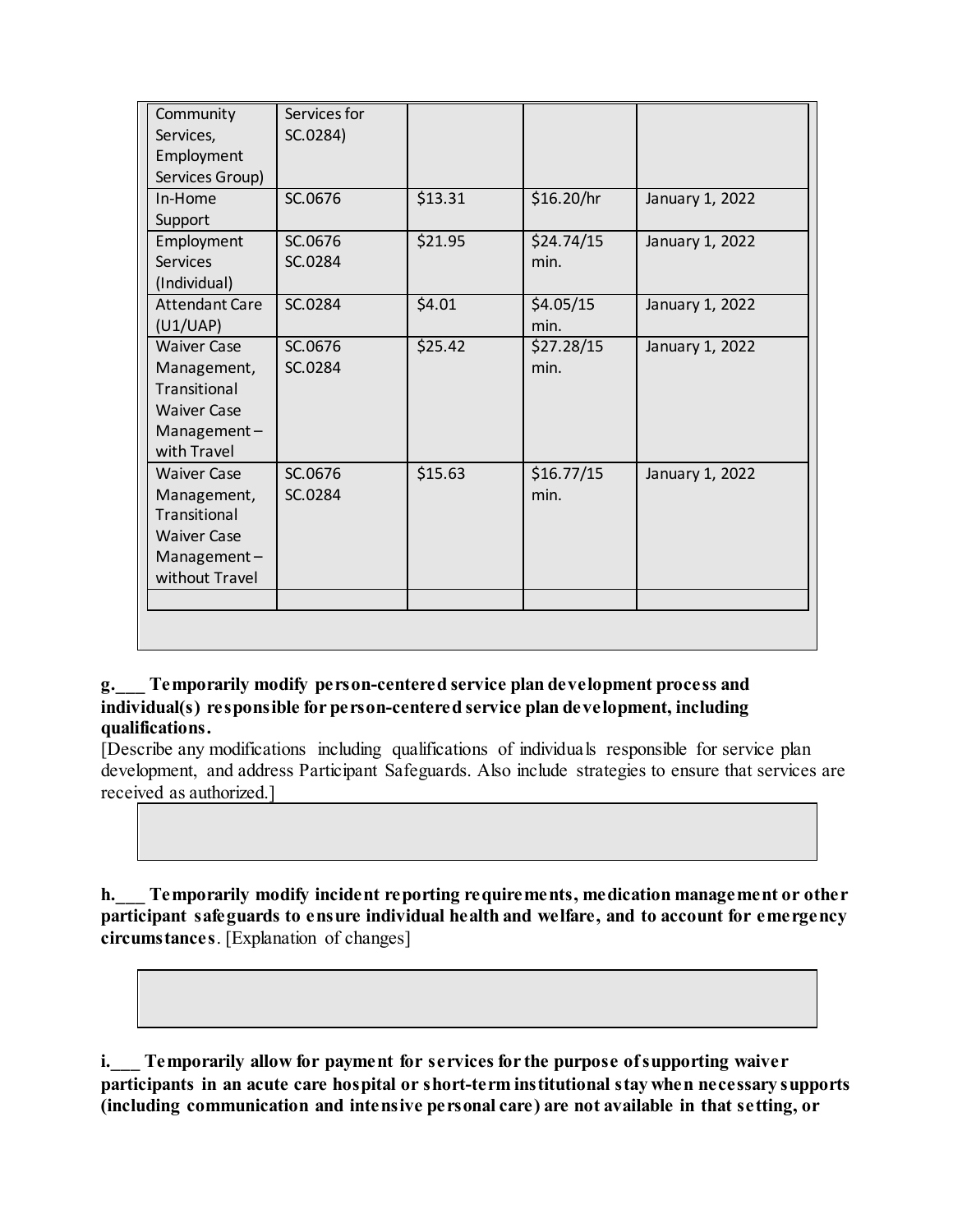| | | | | |
|---|---|---|---|---|
| Community Services, Employment Services Group) | Services for SC.0284) | | | |
| In-Home Support | SC.0676 | $13.31 | $16.20/hr | January 1, 2022 |
| Employment Services (Individual) | SC.0676 SC.0284 | $21.95 | $24.74/15 min. | January 1, 2022 |
| Attendant Care (U1/UAP) | SC.0284 | $4.01 | $4.05/15 min. | January 1, 2022 |
| Waiver Case Management, Transitional Waiver Case Management – with Travel | SC.0676 SC.0284 | $25.42 | $27.28/15 min. | January 1, 2022 |
| Waiver Case Management, Transitional Waiver Case Management – without Travel | SC.0676 SC.0284 | $15.63 | $16.77/15 min. | January 1, 2022 |
| | | | | |

**g.___ Temporarily modify person-centered service plan development process and individual(s) responsible for person-centered service plan development, including qualifications.**

[Describe any modifications including qualifications of individuals responsible for service plan development, and address Participant Safeguards. Also include strategies to ensure that services are received as authorized.]

**h.___ Temporarily modify incident reporting requirements, medication management or other participant safeguards to ensure individual health and welfare, and to account for emergency circumstances**. [Explanation of changes]

**i.___ Temporarily allow for payment for services for the purpose of supporting waiver participants in an acute care hospital or short-term institutional stay when necessary supports (including communication and intensive personal care) are not available in that setting, or**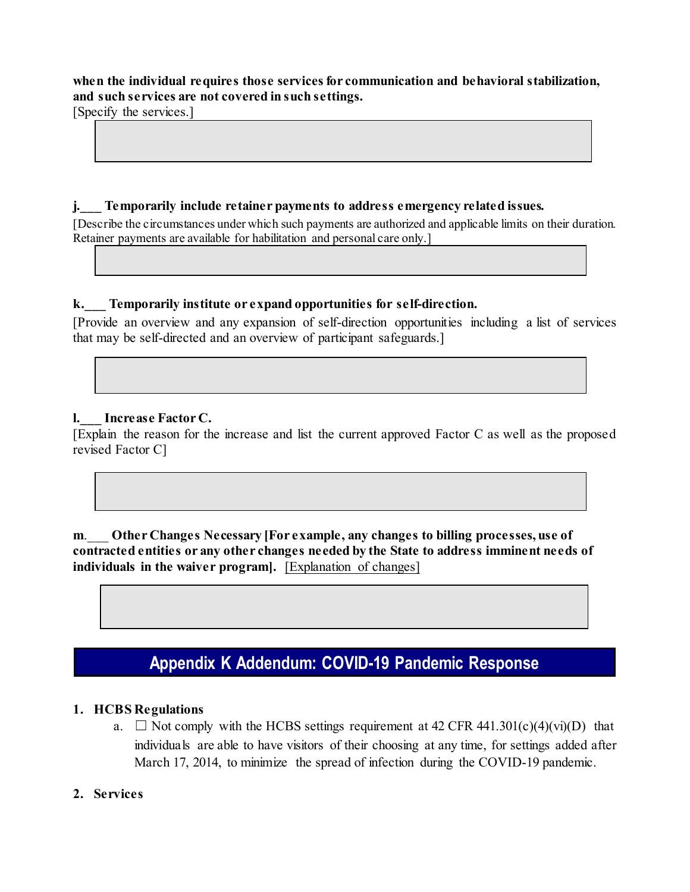**when the individual requires those services for communication and behavioral stabilization, and such services are not covered in such settings.**
[Specify the services.]

**j.___ Temporarily include retainer payments to address emergency related issues.**

[Describe the circumstances under which such payments are authorized and applicable limits on their duration. Retainer payments are available for habilitation and personal care only.]

**k.___ Temporarily institute or expand opportunities for self-direction.**

[Provide an overview and any expansion of self-direction opportunities including a list of services that may be self-directed and an overview of participant safeguards.]

**l.___ Increase Factor C.**

[Explain the reason for the increase and list the current approved Factor C as well as the proposed revised Factor C]

**m.___ Other Changes Necessary [For example, any changes to billing processes, use of contracted entities or any other changes needed by the State to address imminent needs of individuals in the waiver program].** [Explanation of changes]

## Appendix K Addendum: COVID-19 Pandemic Response

**1. HCBS Regulations**

a. ☐ Not comply with the HCBS settings requirement at 42 CFR 441.301(c)(4)(vi)(D) that individuals are able to have visitors of their choosing at any time, for settings added after March 17, 2014, to minimize the spread of infection during the COVID-19 pandemic.

**2. Services**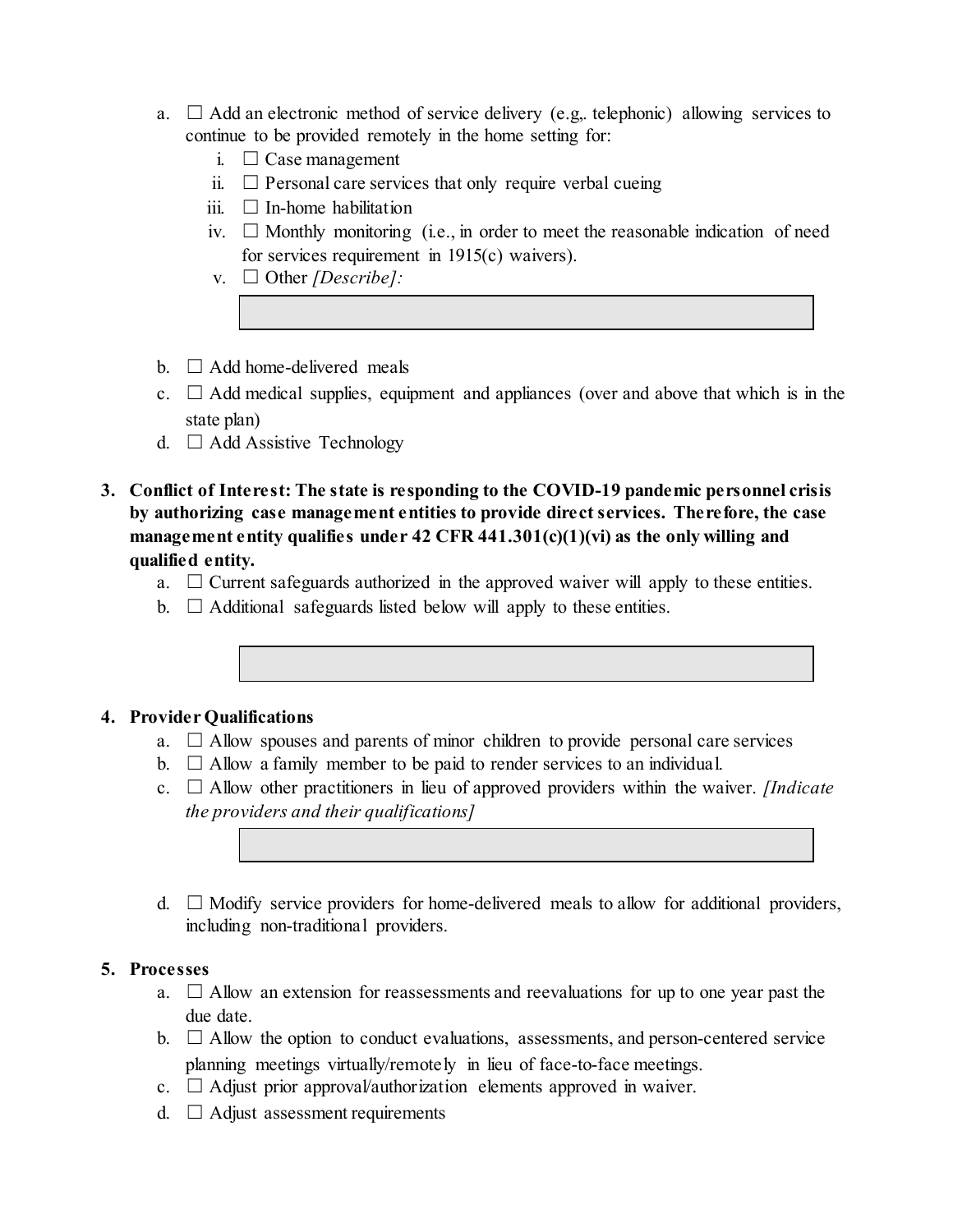a. ☐ Add an electronic method of service delivery (e.g,. telephonic) allowing services to continue to be provided remotely in the home setting for:
   i. ☐ Case management
   ii. ☐ Personal care services that only require verbal cueing
   iii. ☐ In-home habilitation
   iv. ☐ Monthly monitoring (i.e., in order to meet the reasonable indication of need for services requirement in 1915(c) waivers).
   v. ☐ Other *[Describe]:*

b. ☐ Add home-delivered meals
c. ☐ Add medical supplies, equipment and appliances (over and above that which is in the state plan)
d. ☐ Add Assistive Technology

**3. Conflict of Interest: The state is responding to the COVID-19 pandemic personnel crisis by authorizing case management entities to provide direct services. Therefore, the case management entity qualifies under 42 CFR 441.301(c)(1)(vi) as the only willing and qualified entity.**

a. ☐ Current safeguards authorized in the approved waiver will apply to these entities.
b. ☐ Additional safeguards listed below will apply to these entities.

**4. Provider Qualifications**

a. ☐ Allow spouses and parents of minor children to provide personal care services
b. ☐ Allow a family member to be paid to render services to an individual.
c. ☐ Allow other practitioners in lieu of approved providers within the waiver. *[Indicate the providers and their qualifications]*

d. ☐ Modify service providers for home-delivered meals to allow for additional providers, including non-traditional providers.

**5. Processes**

a. ☐ Allow an extension for reassessments and reevaluations for up to one year past the due date.
b. ☐ Allow the option to conduct evaluations, assessments, and person-centered service planning meetings virtually/remotely in lieu of face-to-face meetings.
c. ☐ Adjust prior approval/authorization elements approved in waiver.
d. ☐ Adjust assessment requirements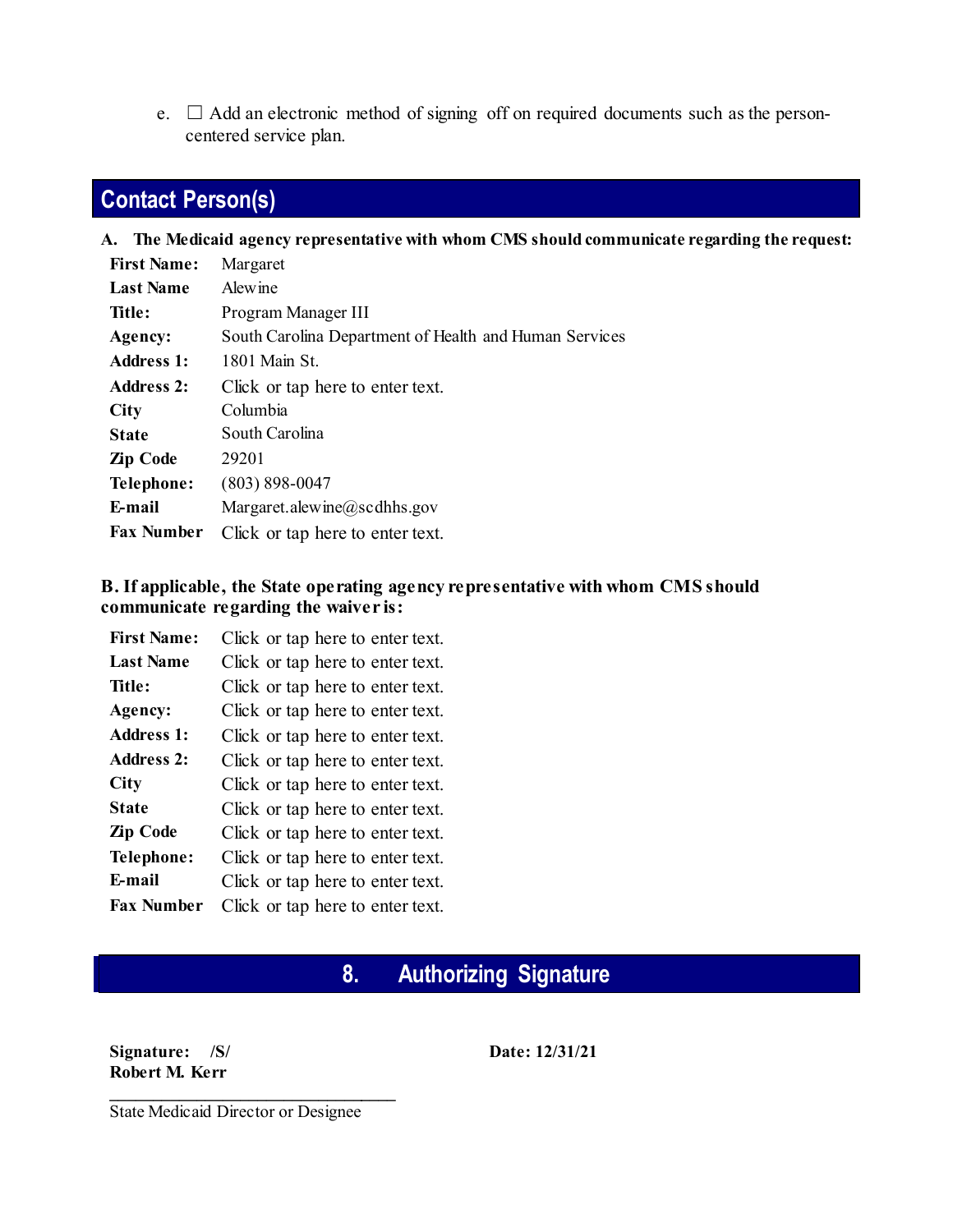e. ☐ Add an electronic method of signing off on required documents such as the person-centered service plan.

## Contact Person(s)

**A. The Medicaid agency representative with whom CMS should communicate regarding the request:**

| | |
|---|---|
| **First Name:** | Margaret |
| **Last Name** | Alewine |
| **Title:** | Program Manager III |
| **Agency:** | South Carolina Department of Health and Human Services |
| **Address 1:** | 1801 Main St. |
| **Address 2:** | Click or tap here to enter text. |
| **City** | Columbia |
| **State** | South Carolina |
| **Zip Code** | 29201 |
| **Telephone:** | (803) 898-0047 |
| **E-mail** | Margaret.alewine@scdhhs.gov |
| **Fax Number** | Click or tap here to enter text. |

**B. If applicable, the State operating agency representative with whom CMS should communicate regarding the waiver is:**

| | |
|---|---|
| **First Name:** | Click or tap here to enter text. |
| **Last Name** | Click or tap here to enter text. |
| **Title:** | Click or tap here to enter text. |
| **Agency:** | Click or tap here to enter text. |
| **Address 1:** | Click or tap here to enter text. |
| **Address 2:** | Click or tap here to enter text. |
| **City** | Click or tap here to enter text. |
| **State** | Click or tap here to enter text. |
| **Zip Code** | Click or tap here to enter text. |
| **Telephone:** | Click or tap here to enter text. |
| **E-mail** | Click or tap here to enter text. |
| **Fax Number** | Click or tap here to enter text. |

## 8. Authorizing Signature

**Signature: /S/**
**Robert M. Kerr**

**Date: 12/31/21**

State Medicaid Director or Designee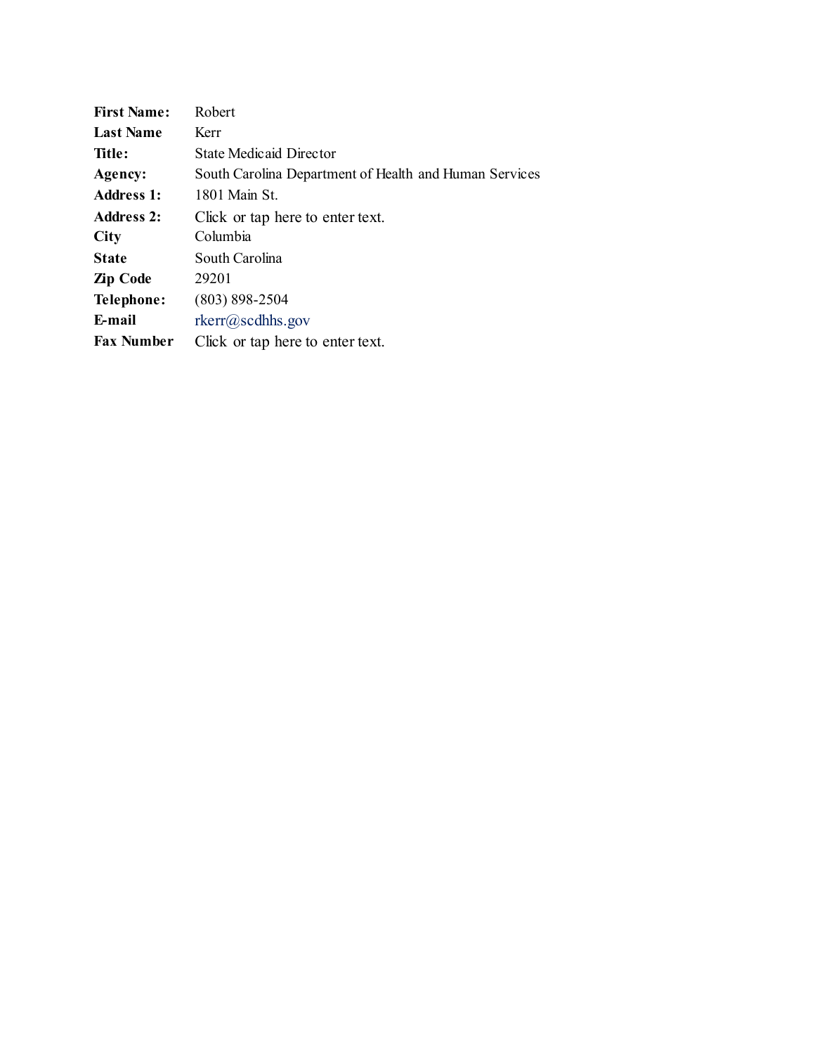| | |
|---|---|
| **First Name:** | Robert |
| **Last Name** | Kerr |
| **Title:** | State Medicaid Director |
| **Agency:** | South Carolina Department of Health and Human Services |
| **Address 1:** | 1801 Main St. |
| **Address 2:** | Click or tap here to enter text. |
| **City** | Columbia |
| **State** | South Carolina |
| **Zip Code** | 29201 |
| **Telephone:** | (803) 898-2504 |
| **E-mail** | rkerr@scdhhs.gov |
| **Fax Number** | Click or tap here to enter text. |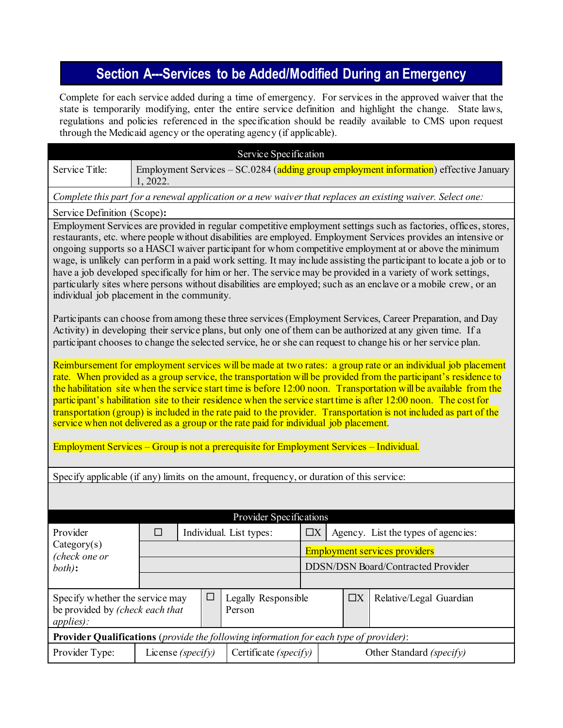## Section A---Services to be Added/Modified During an Emergency

Complete for each service added during a time of emergency. For services in the approved waiver that the state is temporarily modifying, enter the entire service definition and highlight the change. State laws, regulations and policies referenced in the specification should be readily available to CMS upon request through the Medicaid agency or the operating agency (if applicable).

| Service Specification | |
|---|---|
| Service Title: | Employment Services – SC.0284 (adding group employment information) effective January 1, 2022. |

*Complete this part for a renewal application or a new waiver that replaces an existing waiver. Select one:*

Service Definition (Scope)**:**

Employment Services are provided in regular competitive employment settings such as factories, offices, stores, restaurants, etc. where people without disabilities are employed. Employment Services provides an intensive or ongoing supports so a HASCI waiver participant for whom competitive employment at or above the minimum wage, is unlikely can perform in a paid work setting. It may include assisting the participant to locate a job or to have a job developed specifically for him or her. The service may be provided in a variety of work settings, particularly sites where persons without disabilities are employed; such as an enclave or a mobile crew, or an individual job placement in the community.

Participants can choose from among these three services (Employment Services, Career Preparation, and Day Activity) in developing their service plans, but only one of them can be authorized at any given time. If a participant chooses to change the selected service, he or she can request to change his or her service plan.

Reimbursement for employment services will be made at two rates: a group rate or an individual job placement rate. When provided as a group service, the transportation will be provided from the participant's residence to the habilitation site when the service start time is before 12:00 noon. Transportation will be available from the participant's habilitation site to their residence when the service start time is after 12:00 noon. The cost for transportation (group) is included in the rate paid to the provider. Transportation is not included as part of the service when not delivered as a group or the rate paid for individual job placement.

Employment Services – Group is not a prerequisite for Employment Services – Individual.

Specify applicable (if any) limits on the amount, frequency, or duration of this service:

**Provider Specifications**

| Provider Category(s) *(check one or both)*: | ☐ | Individual. List types: | ☐X | Agency. List the types of agencies: |
|---|---|---|---|---|
| | | | | Employment services providers |
| | | | | DDSN/DSN Board/Contracted Provider |
| | | | | |

| Specify whether the service may be provided by *(check each that applies)*: | ☐ | Legally Responsible Person | ☐X | Relative/Legal Guardian |
|---|---|---|---|---|

**Provider Qualifications** (*provide the following information for each type of provider*):

| Provider Type: | License *(specify)* | Certificate *(specify)* | Other Standard *(specify)* |
|---|---|---|---|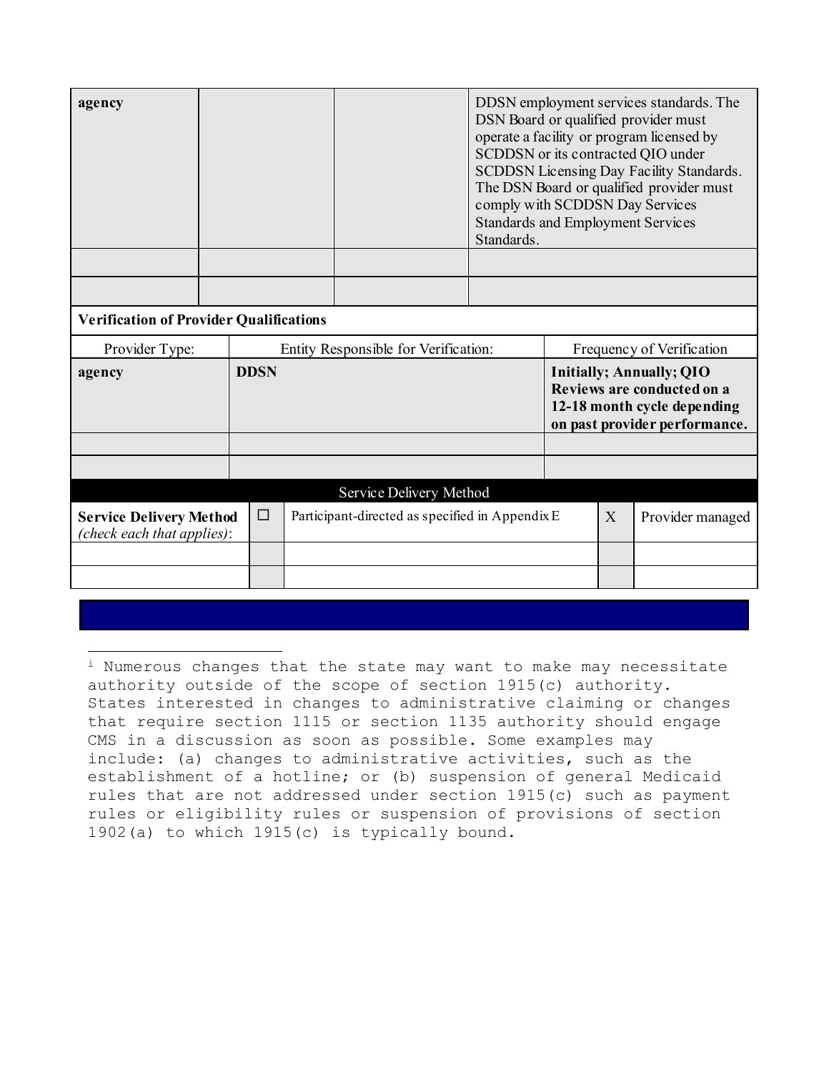| | | | |
|---|---|---|---|
| **agency** | | | DDSN employment services standards. The DSN Board or qualified provider must operate a facility or program licensed by SCDDSN or its contracted QIO under SCDDSN Licensing Day Facility Standards. The DSN Board or qualified provider must comply with SCDDSN Day Services Standards and Employment Services Standards. |
| | | | |
| | | | |

**Verification of Provider Qualifications**

| Provider Type: | Entity Responsible for Verification: | Frequency of Verification |
|---|---|---|
| **agency** | **DDSN** | **Initially; Annually; QIO Reviews are conducted on a 12-18 month cycle depending on past provider performance.** |
| | | |
| | | |

Service Delivery Method

| | | | | |
|---|---|---|---|---|
| **Service Delivery Method** *(check each that applies)*: | ☐ | Participant-directed as specified in Appendix E | X | Provider managed |
| | | | | |
| | | | | |

---

[i] Numerous changes that the state may want to make may necessitate authority outside of the scope of section 1915(c) authority. States interested in changes to administrative claiming or changes that require section 1115 or section 1135 authority should engage CMS in a discussion as soon as possible. Some examples may include: (a) changes to administrative activities, such as the establishment of a hotline; or (b) suspension of general Medicaid rules that are not addressed under section 1915(c) such as payment rules or eligibility rules or suspension of provisions of section 1902(a) to which 1915(c) is typically bound.